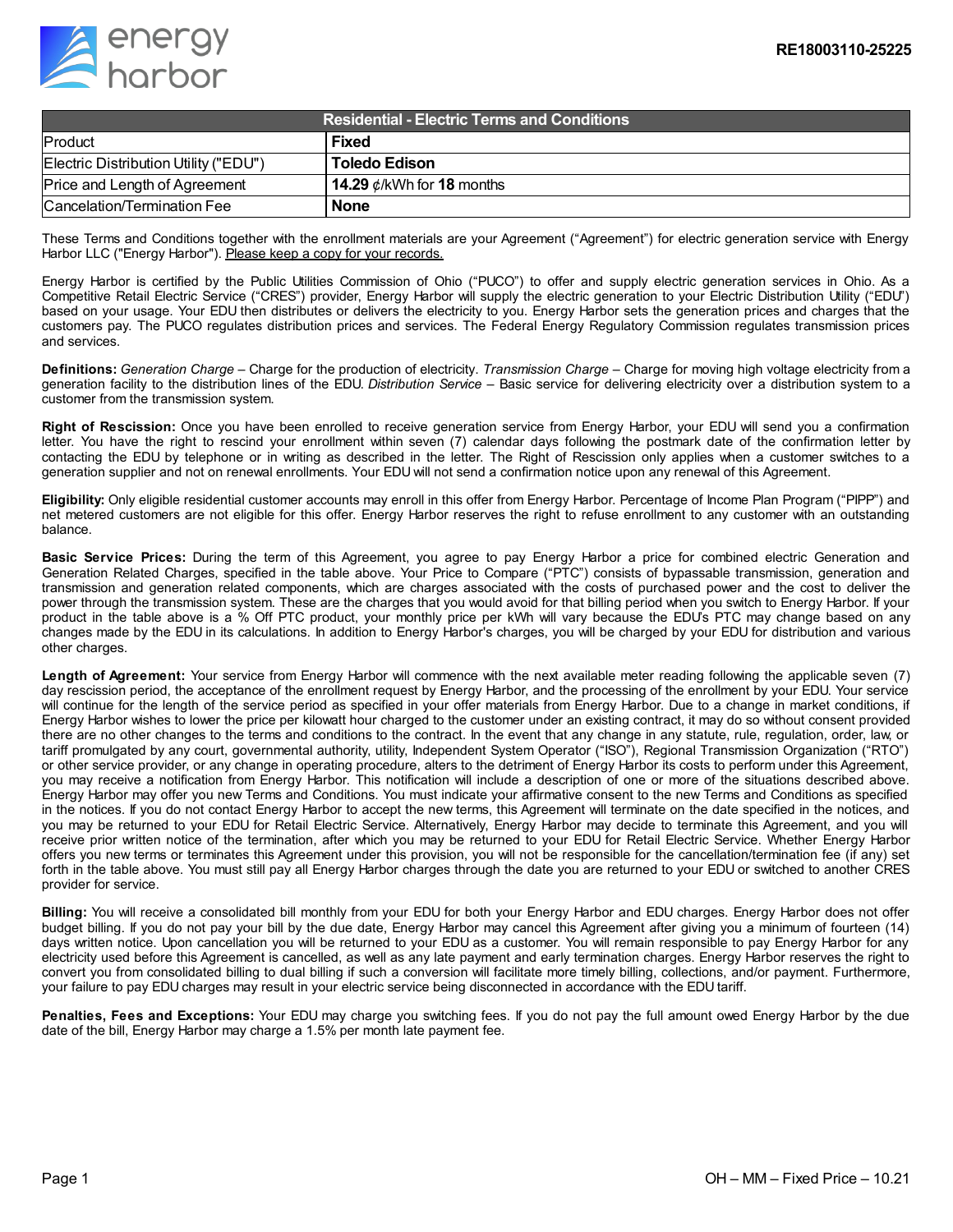RE18003110-25225

| Residential - Electric Terms and Conditions | |
|---|---|
| Product | **Fixed** |
| Electric Distribution Utility ("EDU") | **Toledo Edison** |
| Price and Length of Agreement | **14.29** ¢/kWh for **18** months |
| Cancelation/Termination Fee | **None** |

These Terms and Conditions together with the enrollment materials are your Agreement ("Agreement") for electric generation service with Energy Harbor LLC ("Energy Harbor"). Please keep a copy for your records.

Energy Harbor is certified by the Public Utilities Commission of Ohio ("PUCO") to offer and supply electric generation services in Ohio. As a Competitive Retail Electric Service ("CRES") provider, Energy Harbor will supply the electric generation to your Electric Distribution Utility ("EDU") based on your usage. Your EDU then distributes or delivers the electricity to you. Energy Harbor sets the generation prices and charges that the customers pay. The PUCO regulates distribution prices and services. The Federal Energy Regulatory Commission regulates transmission prices and services.

**Definitions:** *Generation Charge* – Charge for the production of electricity. *Transmission Charge* – Charge for moving high voltage electricity from a generation facility to the distribution lines of the EDU. *Distribution Service* – Basic service for delivering electricity over a distribution system to a customer from the transmission system.

**Right of Rescission:** Once you have been enrolled to receive generation service from Energy Harbor, your EDU will send you a confirmation letter. You have the right to rescind your enrollment within seven (7) calendar days following the postmark date of the confirmation letter by contacting the EDU by telephone or in writing as described in the letter. The Right of Rescission only applies when a customer switches to a generation supplier and not on renewal enrollments. Your EDU will not send a confirmation notice upon any renewal of this Agreement.

**Eligibility:** Only eligible residential customer accounts may enroll in this offer from Energy Harbor. Percentage of Income Plan Program ("PIPP") and net metered customers are not eligible for this offer. Energy Harbor reserves the right to refuse enrollment to any customer with an outstanding balance.

**Basic Service Prices:** During the term of this Agreement, you agree to pay Energy Harbor a price for combined electric Generation and Generation Related Charges, specified in the table above. Your Price to Compare ("PTC") consists of bypassable transmission, generation and transmission and generation related components, which are charges associated with the costs of purchased power and the cost to deliver the power through the transmission system. These are the charges that you would avoid for that billing period when you switch to Energy Harbor. If your product in the table above is a % Off PTC product, your monthly price per kWh will vary because the EDU's PTC may change based on any changes made by the EDU in its calculations. In addition to Energy Harbor's charges, you will be charged by your EDU for distribution and various other charges.

**Length of Agreement:** Your service from Energy Harbor will commence with the next available meter reading following the applicable seven (7) day rescission period, the acceptance of the enrollment request by Energy Harbor, and the processing of the enrollment by your EDU. Your service will continue for the length of the service period as specified in your offer materials from Energy Harbor. Due to a change in market conditions, if Energy Harbor wishes to lower the price per kilowatt hour charged to the customer under an existing contract, it may do so without consent provided there are no other changes to the terms and conditions to the contract. In the event that any change in any statute, rule, regulation, order, law, or tariff promulgated by any court, governmental authority, utility, Independent System Operator ("ISO"), Regional Transmission Organization ("RTO") or other service provider, or any change in operating procedure, alters to the detriment of Energy Harbor its costs to perform under this Agreement, you may receive a notification from Energy Harbor. This notification will include a description of one or more of the situations described above. Energy Harbor may offer you new Terms and Conditions. You must indicate your affirmative consent to the new Terms and Conditions as specified in the notices. If you do not contact Energy Harbor to accept the new terms, this Agreement will terminate on the date specified in the notices, and you may be returned to your EDU for Retail Electric Service. Alternatively, Energy Harbor may decide to terminate this Agreement, and you will receive prior written notice of the termination, after which you may be returned to your EDU for Retail Electric Service. Whether Energy Harbor offers you new terms or terminates this Agreement under this provision, you will not be responsible for the cancellation/termination fee (if any) set forth in the table above. You must still pay all Energy Harbor charges through the date you are returned to your EDU or switched to another CRES provider for service.

**Billing:** You will receive a consolidated bill monthly from your EDU for both your Energy Harbor and EDU charges. Energy Harbor does not offer budget billing. If you do not pay your bill by the due date, Energy Harbor may cancel this Agreement after giving you a minimum of fourteen (14) days written notice. Upon cancellation you will be returned to your EDU as a customer. You will remain responsible to pay Energy Harbor for any electricity used before this Agreement is cancelled, as well as any late payment and early termination charges. Energy Harbor reserves the right to convert you from consolidated billing to dual billing if such a conversion will facilitate more timely billing, collections, and/or payment. Furthermore, your failure to pay EDU charges may result in your electric service being disconnected in accordance with the EDU tariff.

**Penalties, Fees and Exceptions:** Your EDU may charge you switching fees. If you do not pay the full amount owed Energy Harbor by the due date of the bill, Energy Harbor may charge a 1.5% per month late payment fee.

OH – MM – Fixed Price – 10.21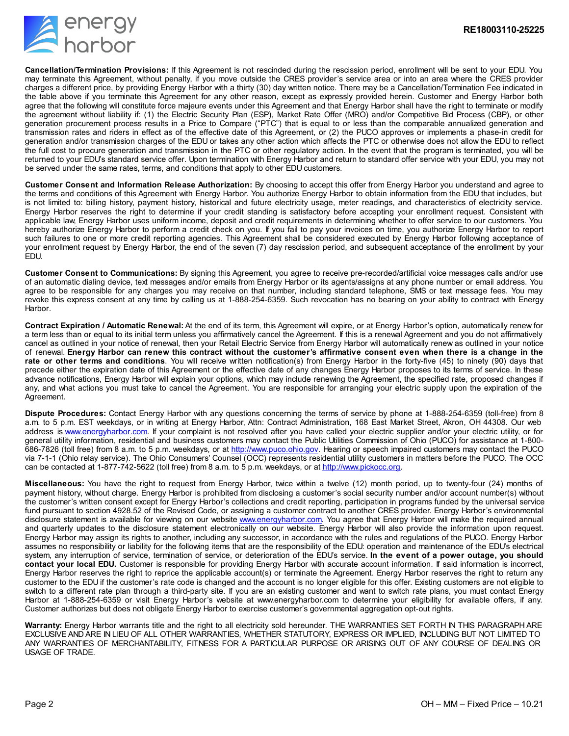**Cancellation/Termination Provisions:** If this Agreement is not rescinded during the rescission period, enrollment will be sent to your EDU. You may terminate this Agreement, without penalty, if you move outside the CRES provider's service area or into an area where the CRES provider charges a different price, by providing Energy Harbor with a thirty (30) day written notice. There may be a Cancellation/Termination Fee indicated in the table above if you terminate this Agreement for any other reason, except as expressly provided herein. Customer and Energy Harbor both agree that the following will constitute force majeure events under this Agreement and that Energy Harbor shall have the right to terminate or modify the agreement without liability if: (1) the Electric Security Plan (ESP), Market Rate Offer (MRO) and/or Competitive Bid Process (CBP), or other generation procurement process results in a Price to Compare ("PTC") that is equal to or less than the comparable annualized generation and transmission rates and riders in effect as of the effective date of this Agreement, or (2) the PUCO approves or implements a phase-in credit for generation and/or transmission charges of the EDU or takes any other action which affects the PTC or otherwise does not allow the EDU to reflect the full cost to procure generation and transmission in the PTC or other regulatory action. In the event that the program is terminated, you will be returned to your EDU's standard service offer. Upon termination with Energy Harbor and return to standard offer service with your EDU, you may not be served under the same rates, terms, and conditions that apply to other EDU customers.

**Customer Consent and Information Release Authorization:** By choosing to accept this offer from Energy Harbor you understand and agree to the terms and conditions of this Agreement with Energy Harbor. You authorize Energy Harbor to obtain information from the EDU that includes, but is not limited to: billing history, payment history, historical and future electricity usage, meter readings, and characteristics of electricity service. Energy Harbor reserves the right to determine if your credit standing is satisfactory before accepting your enrollment request. Consistent with applicable law, Energy Harbor uses uniform income, deposit and credit requirements in determining whether to offer service to our customers. You hereby authorize Energy Harbor to perform a credit check on you. If you fail to pay your invoices on time, you authorize Energy Harbor to report such failures to one or more credit reporting agencies. This Agreement shall be considered executed by Energy Harbor following acceptance of your enrollment request by Energy Harbor, the end of the seven (7) day rescission period, and subsequent acceptance of the enrollment by your EDU.

**Customer Consent to Communications:** By signing this Agreement, you agree to receive pre-recorded/artificial voice messages calls and/or use of an automatic dialing device, text messages and/or emails from Energy Harbor or its agents/assigns at any phone number or email address. You agree to be responsible for any charges you may receive on that number, including standard telephone, SMS or text message fees. You may revoke this express consent at any time by calling us at 1-888-254-6359. Such revocation has no bearing on your ability to contract with Energy Harbor.

**Contract Expiration / Automatic Renewal:** At the end of its term, this Agreement will expire, or at Energy Harbor's option, automatically renew for a term less than or equal to its initial term unless you affirmatively cancel the Agreement. If this is a renewal Agreement and you do not affirmatively cancel as outlined in your notice of renewal, then your Retail Electric Service from Energy Harbor will automatically renew as outlined in your notice of renewal. **Energy Harbor can renew this contract without the customer's affirmative consent even when there is a change in the rate or other terms and conditions**. You will receive written notification(s) from Energy Harbor in the forty-five (45) to ninety (90) days that precede either the expiration date of this Agreement or the effective date of any changes Energy Harbor proposes to its terms of service. In these advance notifications, Energy Harbor will explain your options, which may include renewing the Agreement, the specified rate, proposed changes if any, and what actions you must take to cancel the Agreement. You are responsible for arranging your electric supply upon the expiration of the Agreement.

**Dispute Procedures:** Contact Energy Harbor with any questions concerning the terms of service by phone at 1-888-254-6359 (toll-free) from 8 a.m. to 5 p.m. EST weekdays, or in writing at Energy Harbor, Attn: Contract Administration, 168 East Market Street, Akron, OH 44308. Our web address is www.energyharbor.com. If your complaint is not resolved after you have called your electric supplier and/or your electric utility, or for general utility information, residential and business customers may contact the Public Utilities Commission of Ohio (PUCO) for assistance at 1-800-686-7826 (toll free) from 8 a.m. to 5 p.m. weekdays, or at http://www.puco.ohio.gov. Hearing or speech impaired customers may contact the PUCO via 7-1-1 (Ohio relay service). The Ohio Consumers' Counsel (OCC) represents residential utility customers in matters before the PUCO. The OCC can be contacted at 1-877-742-5622 (toll free) from 8 a.m. to 5 p.m. weekdays, or at http://www.pickocc.org.

**Miscellaneous:** You have the right to request from Energy Harbor, twice within a twelve (12) month period, up to twenty-four (24) months of payment history, without charge. Energy Harbor is prohibited from disclosing a customer's social security number and/or account number(s) without the customer's written consent except for Energy Harbor's collections and credit reporting, participation in programs funded by the universal service fund pursuant to section 4928.52 of the Revised Code, or assigning a customer contract to another CRES provider. Energy Harbor's environmental disclosure statement is available for viewing on our website www.energyharbor.com. You agree that Energy Harbor will make the required annual and quarterly updates to the disclosure statement electronically on our website. Energy Harbor will also provide the information upon request. Energy Harbor may assign its rights to another, including any successor, in accordance with the rules and regulations of the PUCO. Energy Harbor assumes no responsibility or liability for the following items that are the responsibility of the EDU: operation and maintenance of the EDU's electrical system, any interruption of service, termination of service, or deterioration of the EDU's service. **In the event of a power outage, you should contact your local EDU.** Customer is responsible for providing Energy Harbor with accurate account information. If said information is incorrect, Energy Harbor reserves the right to reprice the applicable account(s) or terminate the Agreement. Energy Harbor reserves the right to return any customer to the EDU if the customer's rate code is changed and the account is no longer eligible for this offer. Existing customers are not eligible to switch to a different rate plan through a third-party site. If you are an existing customer and want to switch rate plans, you must contact Energy Harbor at 1-888-254-6359 or visit Energy Harbor's website at www.energyharbor.com to determine your eligibility for available offers, if any. Customer authorizes but does not obligate Energy Harbor to exercise customer's governmental aggregation opt-out rights.

**Warranty:** Energy Harbor warrants title and the right to all electricity sold hereunder. THE WARRANTIES SET FORTH IN THIS PARAGRAPH ARE EXCLUSIVE AND ARE IN LIEU OF ALL OTHER WARRANTIES, WHETHER STATUTORY, EXPRESS OR IMPLIED, INCLUDING BUT NOT LIMITED TO ANY WARRANTIES OF MERCHANTABILITY, FITNESS FOR A PARTICULAR PURPOSE OR ARISING OUT OF ANY COURSE OF DEALING OR USAGE OF TRADE.